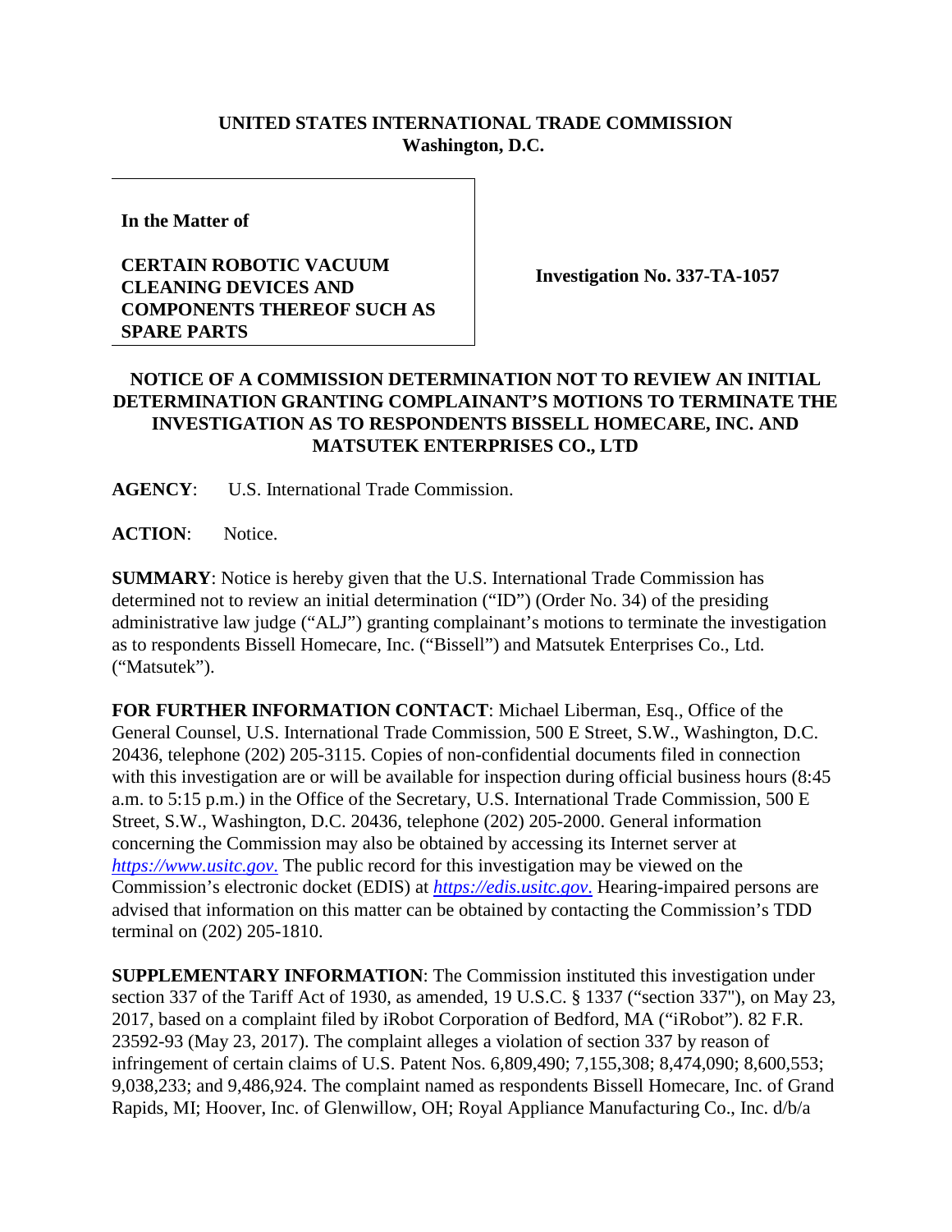**UNITED STATES INTERNATIONAL TRADE COMMISSION**
**Washington, D.C.**

**In the Matter of**

**CERTAIN ROBOTIC VACUUM CLEANING DEVICES AND COMPONENTS THEREOF SUCH AS SPARE PARTS**

**Investigation No. 337-TA-1057**

## NOTICE OF A COMMISSION DETERMINATION NOT TO REVIEW AN INITIAL DETERMINATION GRANTING COMPLAINANT'S MOTIONS TO TERMINATE THE INVESTIGATION AS TO RESPONDENTS BISSELL HOMECARE, INC. AND MATSUTEK ENTERPRISES CO., LTD

**AGENCY**: U.S. International Trade Commission.

**ACTION**: Notice.

**SUMMARY**: Notice is hereby given that the U.S. International Trade Commission has determined not to review an initial determination ("ID") (Order No. 34) of the presiding administrative law judge ("ALJ") granting complainant's motions to terminate the investigation as to respondents Bissell Homecare, Inc. ("Bissell") and Matsutek Enterprises Co., Ltd. ("Matsutek").

**FOR FURTHER INFORMATION CONTACT**: Michael Liberman, Esq., Office of the General Counsel, U.S. International Trade Commission, 500 E Street, S.W., Washington, D.C. 20436, telephone (202) 205-3115. Copies of non-confidential documents filed in connection with this investigation are or will be available for inspection during official business hours (8:45 a.m. to 5:15 p.m.) in the Office of the Secretary, U.S. International Trade Commission, 500 E Street, S.W., Washington, D.C. 20436, telephone (202) 205-2000. General information concerning the Commission may also be obtained by accessing its Internet server at *https://www.usitc.gov*. The public record for this investigation may be viewed on the Commission's electronic docket (EDIS) at *https://edis.usitc.gov*. Hearing-impaired persons are advised that information on this matter can be obtained by contacting the Commission's TDD terminal on (202) 205-1810.

**SUPPLEMENTARY INFORMATION**: The Commission instituted this investigation under section 337 of the Tariff Act of 1930, as amended, 19 U.S.C. § 1337 ("section 337"), on May 23, 2017, based on a complaint filed by iRobot Corporation of Bedford, MA ("iRobot"). 82 F.R. 23592-93 (May 23, 2017). The complaint alleges a violation of section 337 by reason of infringement of certain claims of U.S. Patent Nos. 6,809,490; 7,155,308; 8,474,090; 8,600,553; 9,038,233; and 9,486,924. The complaint named as respondents Bissell Homecare, Inc. of Grand Rapids, MI; Hoover, Inc. of Glenwillow, OH; Royal Appliance Manufacturing Co., Inc. d/b/a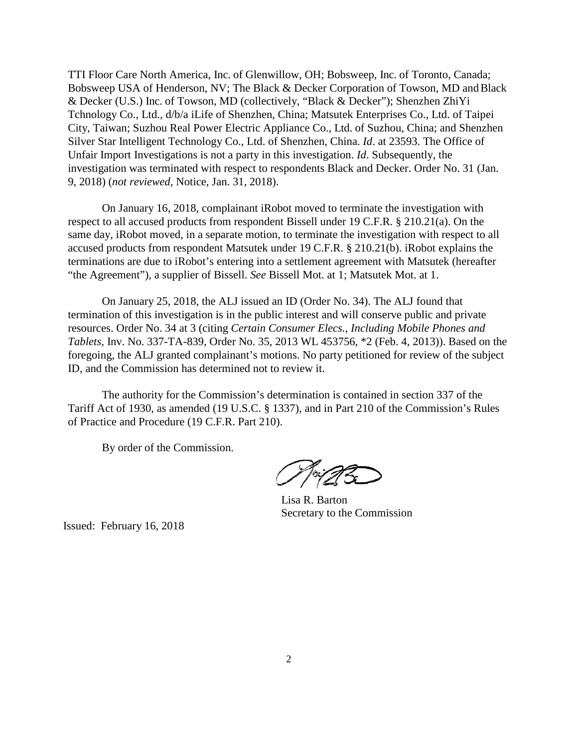TTI Floor Care North America, Inc. of Glenwillow, OH; Bobsweep, Inc. of Toronto, Canada; Bobsweep USA of Henderson, NV; The Black & Decker Corporation of Towson, MD and Black & Decker (U.S.) Inc. of Towson, MD (collectively, "Black & Decker"); Shenzhen ZhiYi Tchnology Co., Ltd., d/b/a iLife of Shenzhen, China; Matsutek Enterprises Co., Ltd. of Taipei City, Taiwan; Suzhou Real Power Electric Appliance Co., Ltd. of Suzhou, China; and Shenzhen Silver Star Intelligent Technology Co., Ltd. of Shenzhen, China. *Id*. at 23593. The Office of Unfair Import Investigations is not a party in this investigation. *Id*. Subsequently, the investigation was terminated with respect to respondents Black and Decker. Order No. 31 (Jan. 9, 2018) (*not reviewed*, Notice, Jan. 31, 2018).

On January 16, 2018, complainant iRobot moved to terminate the investigation with respect to all accused products from respondent Bissell under 19 C.F.R. § 210.21(a). On the same day, iRobot moved, in a separate motion, to terminate the investigation with respect to all accused products from respondent Matsutek under 19 C.F.R. § 210.21(b). iRobot explains the terminations are due to iRobot's entering into a settlement agreement with Matsutek (hereafter "the Agreement"), a supplier of Bissell. *See* Bissell Mot. at 1; Matsutek Mot. at 1.

On January 25, 2018, the ALJ issued an ID (Order No. 34). The ALJ found that termination of this investigation is in the public interest and will conserve public and private resources. Order No. 34 at 3 (citing *Certain Consumer Elecs., Including Mobile Phones and Tablets*, Inv. No. 337-TA-839, Order No. 35, 2013 WL 453756, *2 (Feb. 4, 2013)). Based on the foregoing, the ALJ granted complainant's motions. No party petitioned for review of the subject ID, and the Commission has determined not to review it.

The authority for the Commission's determination is contained in section 337 of the Tariff Act of 1930, as amended (19 U.S.C. § 1337), and in Part 210 of the Commission's Rules of Practice and Procedure (19 C.F.R. Part 210).

By order of the Commission.

Lisa R. Barton
Secretary to the Commission

Issued: February 16, 2018